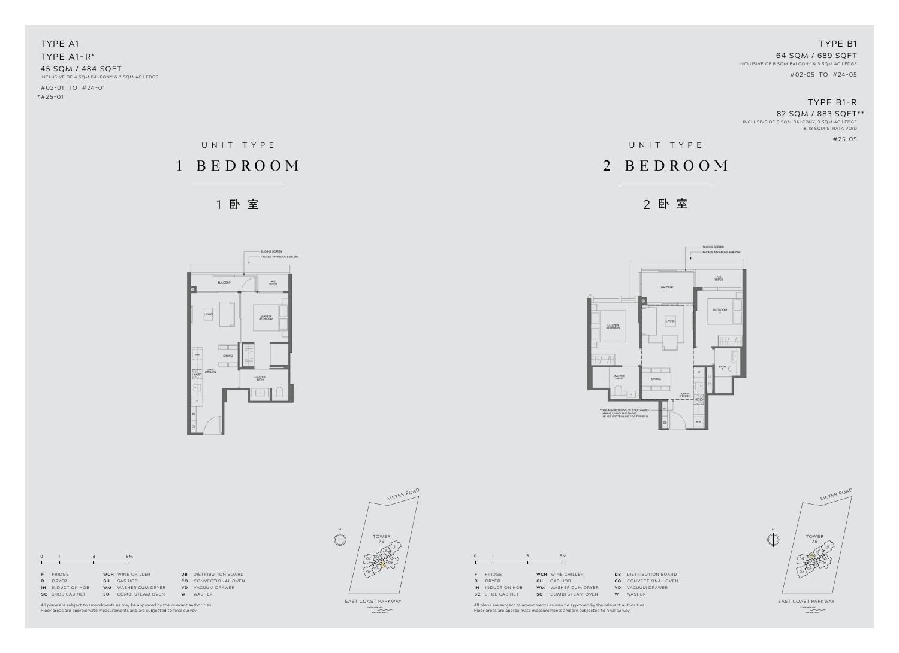TYPE A1
TYPE A1-R*
45 SQM / 484 SQFT
INCLUSIVE OF 4 SQM BALCONY & 2 SQM AC LEDGE

#02-01 TO #24-01
*#25-01

UNIT TYPE

# 1 BEDROOM

1 卧 室

SLIDING SCREEN
FACADE FIN ABOVE & BELOW

BALCONY
A/C LEDGE
LIVING
MASTER BEDROOM
DINING
OPEN KITCHEN
MASTER BATH

TYPE B1
64 SQM / 689 SQFT
INCLUSIVE OF 6 SQM BALCONY & 3 SQM AC LEDGE
#02-05 TO #24-05

TYPE B1-R
82 SQM / 883 SQFT**
INCLUSIVE OF 6 SQM BALCONY, 3 SQM AC LEDGE & 18 SQM STRATA VOID
#25-05

UNIT TYPE

# 2 BEDROOM

2 卧 室

SLIDING SCREEN
FACADE FIN ABOVE & BELOW

BALCONY
A/C LEDGE
MASTER BEDROOM
LIVING
BEDROOM 2
BATH 2
MASTER BATH
DINING
OPEN KITCHEN

**AREA IS INCLUSIVE OF STRATA VOID ABOVE LIVING AND DINING AS PER DOTTED LINE FOR TYPE B1-R

MEYER ROAD
TOWER 79
EAST COAST PARKWAY

0 1 3 5M

| | | | | | |
|---|---|---|---|---|---|
| F | FRIDGE | WCH | WINE CHILLER | DB | DISTRIBUTION BOARD |
| D | DRYER | GH | GAS HOB | CO | CONVECTIONAL OVEN |
| IH | INDUCTION HOB | WM | WASHER CUM DRYER | VD | VACUUM DRAWER |
| SC | SHOE CABINET | SO | COMBI STEAM OVEN | W | WASHER |

All plans are subject to amendments as may be approved by the relevant authorities.
Floor areas are approximate measurements and are subjected to final survey.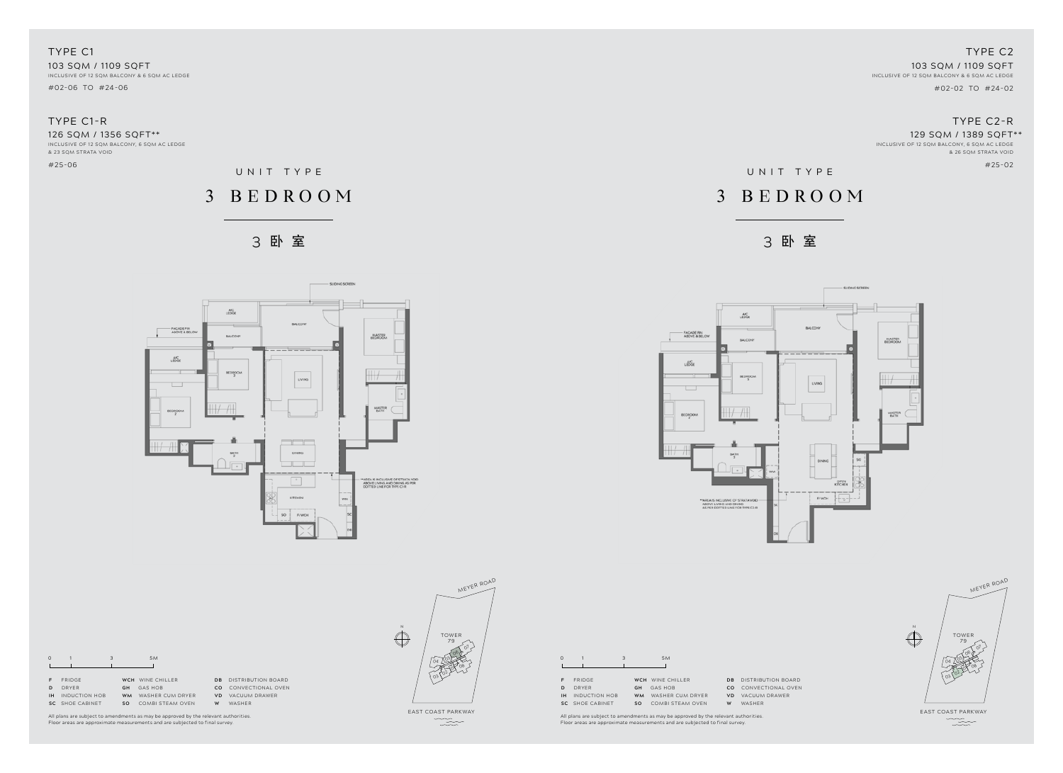TYPE C1

103 SQM / 1109 SQFT

INCLUSIVE OF 12 SQM BALCONY & 6 SQM AC LEDGE

#02-06 TO #24-06

TYPE C1-R

126 SQM / 1356 SQFT**

INCLUSIVE OF 12 SQM BALCONY, 6 SQM AC LEDGE & 23 SQM STRATA VOID

#25-06

UNIT TYPE

# 3 BEDROOM

3 卧室

SLIDING SCREEN

A/C LEDGE

FACADE FIN ABOVE & BELOW

BALCONY

BALCONY

MASTER BEDROOM

A/C LEDGE

BEDROOM 3

LIVING

BEDROOM 2

MASTER BATH

BATH 2

DINING

**AREA IS INCLUSIVE OF STRATA VOID ABOVE LIVING AND DINING AS PER DOTTED LINE FOR TYPE C1-R

KITCHEN

WM

SO

F/WCH

SC

DB

N

MEYER ROAD

TOWER 79

EAST COAST PARKWAY

0 1 3 5M

| | | | | | |
|---|---|---|---|---|---|
| F | FRIDGE | WCH | WINE CHILLER | DB | DISTRIBUTION BOARD |
| D | DRYER | GH | GAS HOB | CO | CONVECTIONAL OVEN |
| IH | INDUCTION HOB | WM | WASHER CUM DRYER | VD | VACUUM DRAWER |
| SC | SHOE CABINET | SO | COMBI STEAM OVEN | W | WASHER |

All plans are subject to amendments as may be approved by the relevant authorities.
Floor areas are approximate measurements and are subjected to final survey.

TYPE C2

103 SQM / 1109 SQFT

INCLUSIVE OF 12 SQM BALCONY & 6 SQM AC LEDGE

#02-02 TO #24-02

TYPE C2-R

129 SQM / 1389 SQFT**

INCLUSIVE OF 12 SQM BALCONY, 6 SQM AC LEDGE & 26 SQM STRATA VOID

#25-02

UNIT TYPE

# 3 BEDROOM

3 卧室

SLIDING SCREEN

A/C LEDGE

FACADE FIN ABOVE & BELOW

BALCONY

BALCONY

MASTER BEDROOM

A/C LEDGE

BEDROOM 3

LIVING

BEDROOM 2

MASTER BATH

BATH 2

WM

DINING

SO

OPEN KITCHEN

**AREA IS INCLUSIVE OF STRATA VOID ABOVE LIVING AND DINING AS PER DOTTED LINE FOR TYPE C2-R

F/WCH

SC

DB

N

MEYER ROAD

TOWER 79

EAST COAST PARKWAY

0 1 3 5M

| | | | | | |
|---|---|---|---|---|---|
| F | FRIDGE | WCH | WINE CHILLER | DB | DISTRIBUTION BOARD |
| D | DRYER | GH | GAS HOB | CO | CONVECTIONAL OVEN |
| IH | INDUCTION HOB | WM | WASHER CUM DRYER | VD | VACUUM DRAWER |
| SC | SHOE CABINET | SO | COMBI STEAM OVEN | W | WASHER |

All plans are subject to amendments as may be approved by the relevant authorities.
Floor areas are approximate measurements and are subjected to final survey.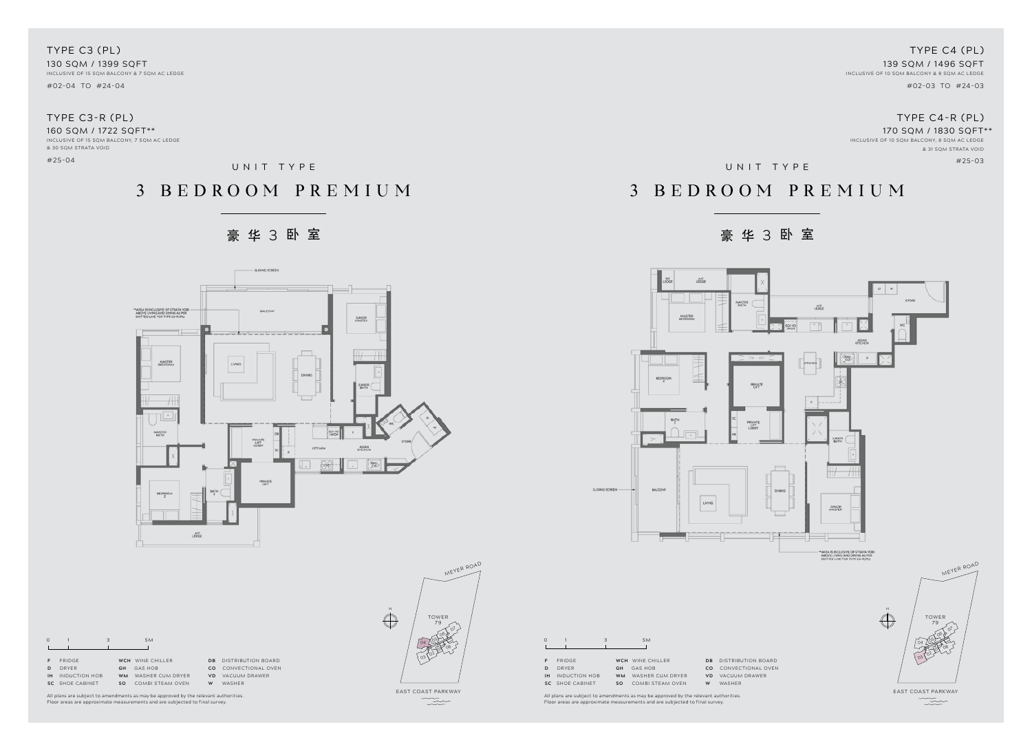TYPE C3 (PL)
130 SQM / 1399 SQFT
INCLUSIVE OF 15 SQM BALCONY & 7 SQM AC LEDGE
#02-04 TO #24-04

TYPE C3-R (PL)
160 SQM / 1722 SQFT**
INCLUSIVE OF 15 SQM BALCONY, 7 SQM AC LEDGE & 30 SQM STRATA VOID
#25-04

UNIT TYPE

## 3 BEDROOM PREMIUM

豪华3卧室

**AREA IS INCLUSIVE OF STRATA VOID ABOVE LIVING AND DINING AS PER DOTTED LINE FOR TYPE C3-R(PL)

| | | | | | |
|---|---|---|---|---|---|
| F | FRIDGE | WCH | WINE CHILLER | DB | DISTRIBUTION BOARD |
| D | DRYER | GH | GAS HOB | CO | CONVECTIONAL OVEN |
| IH | INDUCTION HOB | WM | WASHER CUM DRYER | VD | VACUUM DRAWER |
| SC | SHOE CABINET | SO | COMBI STEAM OVEN | W | WASHER |

All plans are subject to amendments as may be approved by the relevant authorities. Floor areas are approximate measurements and are subjected to final survey.

TYPE C4 (PL)
139 SQM / 1496 SQFT
INCLUSIVE OF 10 SQM BALCONY & 8 SQM AC LEDGE
#02-03 TO #24-03

TYPE C4-R (PL)
170 SQM / 1830 SQFT**
INCLUSIVE OF 10 SQM BALCONY, 8 SQM AC LEDGE & 31 SQM STRATA VOID
#25-03

UNIT TYPE

## 3 BEDROOM PREMIUM

豪华3卧室

**AREA IS INCLUSIVE OF STRATA VOID ABOVE LIVING AND DINING AS PER DOTTED LINE FOR TYPE C4-R(PL)

| | | | | | |
|---|---|---|---|---|---|
| F | FRIDGE | WCH | WINE CHILLER | DB | DISTRIBUTION BOARD |
| D | DRYER | GH | GAS HOB | CO | CONVECTIONAL OVEN |
| IH | INDUCTION HOB | WM | WASHER CUM DRYER | VD | VACUUM DRAWER |
| SC | SHOE CABINET | SO | COMBI STEAM OVEN | W | WASHER |

All plans are subject to amendments as may be approved by the relevant authorities. Floor areas are approximate measurements and are subjected to final survey.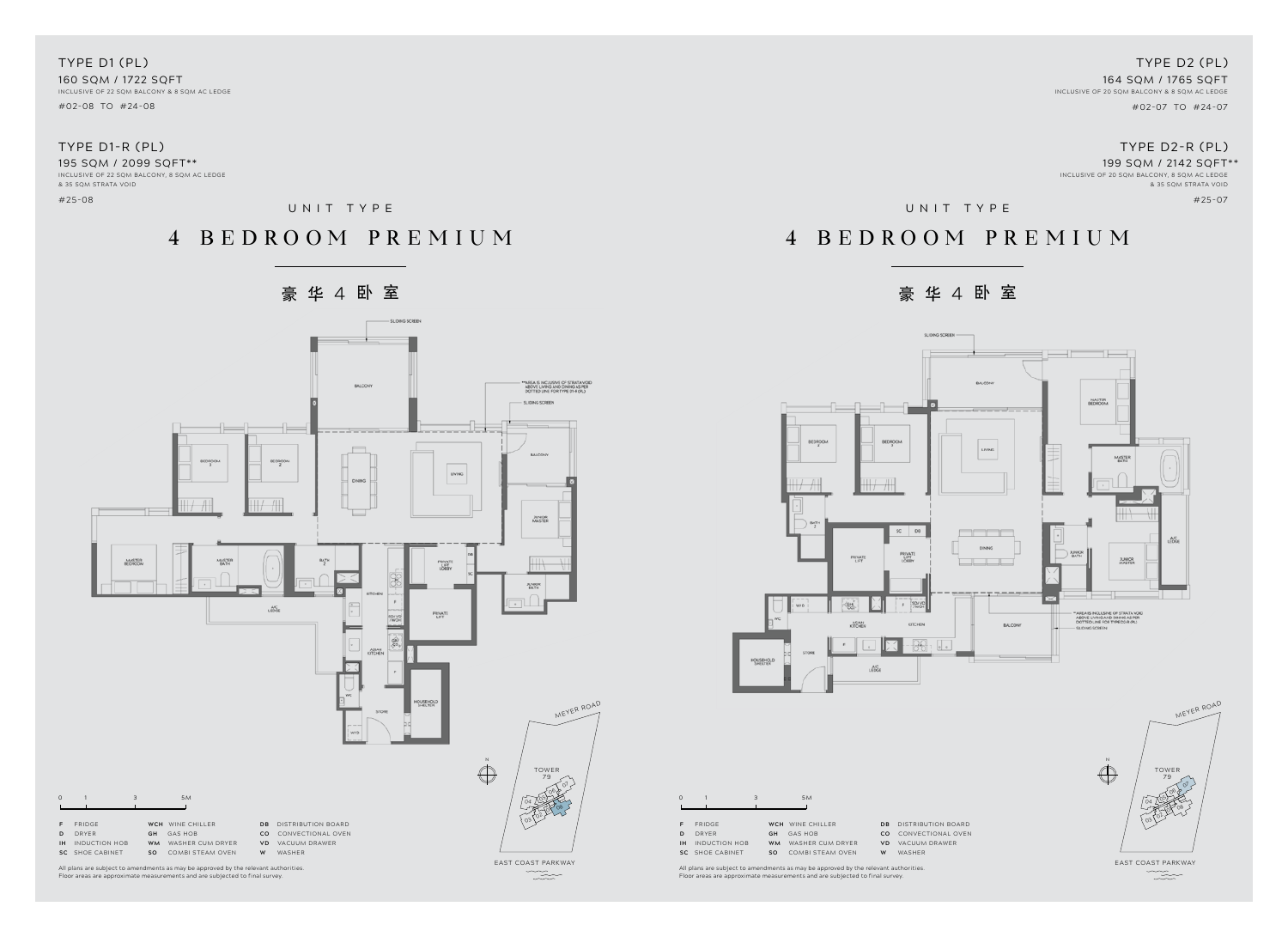TYPE D1 (PL)
160 SQM / 1722 SQFT
INCLUSIVE OF 22 SQM BALCONY & 8 SQM AC LEDGE
#02-08 TO #24-08

TYPE D1-R (PL)
195 SQM / 2099 SQFT**
INCLUSIVE OF 22 SQM BALCONY, 8 SQM AC LEDGE & 35 SQM STRATA VOID
#25-08

UNIT TYPE

# 4 BEDROOM PREMIUM

## 豪华4卧室

SLIDING SCREEN

BALCONY

**AREA IS INCLUSIVE OF STRATA VOID ABOVE LIVING AND DINING AS PER DOTTED LINE FOR TYPE D1-R (PL)

SLIDING SCREEN

BEDROOM 3 | BEDROOM 2 | DINING | LIVING | BALCONY | JUNIOR MASTER | MASTER BEDROOM | MASTER BATH | BATH 2 | KITCHEN | PRIVATE LIFT LOBBY | DB | SC | JUNIOR BATH | PRIVATE LIFT | A/C LEDGE | ASIAN KITCHEN | HOUSEHOLD SHELTER | STORE | WC | W/D

MEYER ROAD

TOWER 79

EAST COAST PARKWAY

0 1 3 5M

F FRIDGE
D DRYER
IH INDUCTION HOB
SC SHOE CABINET
WCH WINE CHILLER
GH GAS HOB
WM WASHER CUM DRYER
SO COMBI STEAM OVEN
DB DISTRIBUTION BOARD
CO CONVECTIONAL OVEN
VD VACUUM DRAWER
W WASHER

All plans are subject to amendments as may be approved by the relevant authorities.
Floor areas are approximate measurements and are subjected to final survey.

TYPE D2 (PL)
164 SQM / 1765 SQFT
INCLUSIVE OF 20 SQM BALCONY & 8 SQM AC LEDGE
#02-07 TO #24-07

TYPE D2-R (PL)
199 SQM / 2142 SQFT**
INCLUSIVE OF 20 SQM BALCONY, 8 SQM AC LEDGE & 35 SQM STRATA VOID
#25-07

UNIT TYPE

# 4 BEDROOM PREMIUM

## 豪华4卧室

SLIDING SCREEN

BALCONY | MASTER BEDROOM | BEDROOM 2 | BEDROOM 3 | LIVING | MASTER BATH | BATH 2 | PRIVATE LIFT | PRIVATE LIFT LOBBY | SC | DB | DINING | JUNIOR BATH | JUNIOR MASTER | A/C LEDGE | WC | W/D | ASIAN KITCHEN | KITCHEN | BALCONY | HOUSEHOLD SHELTER | STORE | A/C LEDGE

**AREAS INCLUSIVE OF STRATA VOID ABOVE LIVING AND DINING AS PER DOTTED LINE FOR TYPE D2-R (PL)

SLIDING SCREEN

MEYER ROAD

TOWER 79

EAST COAST PARKWAY

0 1 3 5M

F FRIDGE
D DRYER
IH INDUCTION HOB
SC SHOE CABINET
WCH WINE CHILLER
GH GAS HOB
WM WASHER CUM DRYER
SO COMBI STEAM OVEN
DB DISTRIBUTION BOARD
CO CONVECTIONAL OVEN
VD VACUUM DRAWER
W WASHER

All plans are subject to amendments as may be approved by the relevant authorities.
Floor areas are approximate measurements and are subjected to final survey.